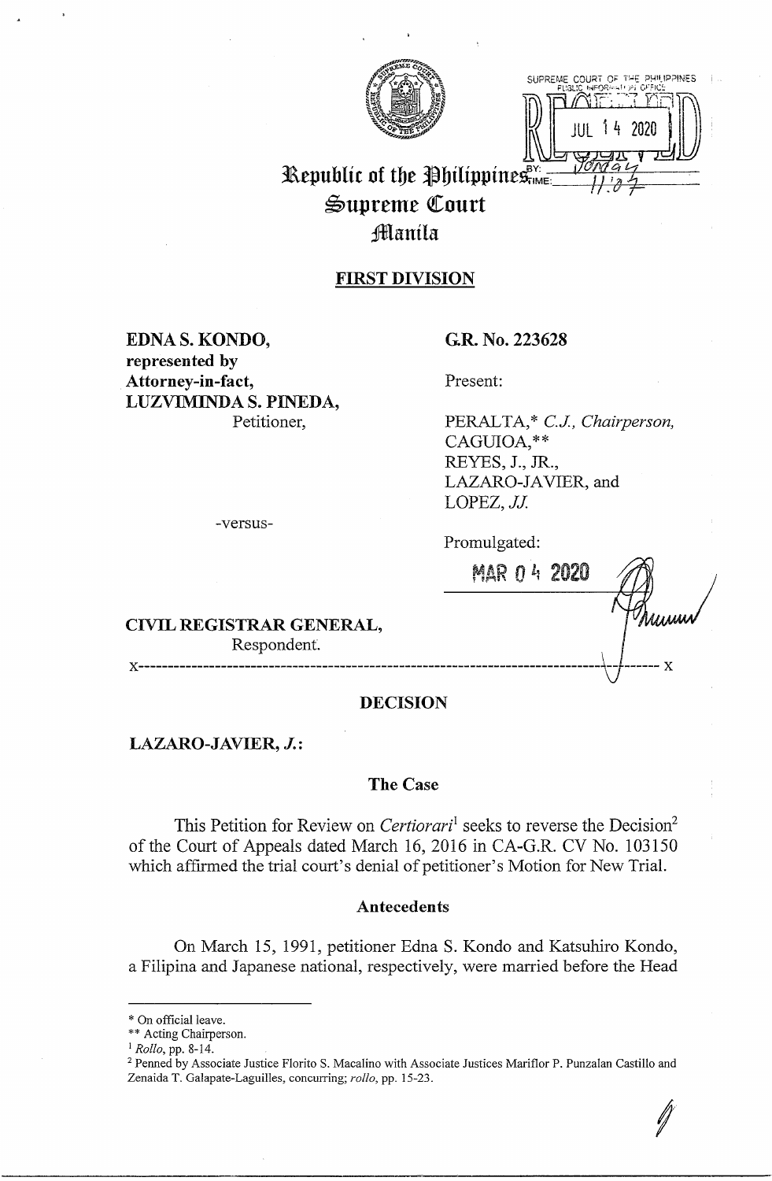Republic of the Philippines
Supreme Court
Manila

**FIRST DIVISION**

**EDNA S. KONDO, represented by Attorney-in-fact, LUZVIMINDA S. PINEDA,**
Petitioner,

-versus-

**CIVIL REGISTRAR GENERAL,**
Respondent.

**G.R. No. 223628**

Present:

PERALTA,* *C.J., Chairperson,*
CAGUIOA,**
REYES, J., JR.,
LAZARO-JAVIER, and
LOPEZ, *JJ.*

Promulgated:

MAR 04 2020

x-------------------------------------------------------------------------------x

# DECISION

**LAZARO-JAVIER, *J.*:**

## The Case

This Petition for Review on *Certiorari*[1] seeks to reverse the Decision[2] of the Court of Appeals dated March 16, 2016 in CA-G.R. CV No. 103150 which affirmed the trial court's denial of petitioner's Motion for New Trial.

## Antecedents

On March 15, 1991, petitioner Edna S. Kondo and Katsuhiro Kondo, a Filipina and Japanese national, respectively, were married before the Head

---

\* On official leave.
\*\* Acting Chairperson.
[1] *Rollo*, pp. 8-14.
[2] Penned by Associate Justice Florito S. Macalino with Associate Justices Mariflor P. Punzalan Castillo and Zenaida T. Galapate-Laguilles, concurring; *rollo*, pp. 15-23.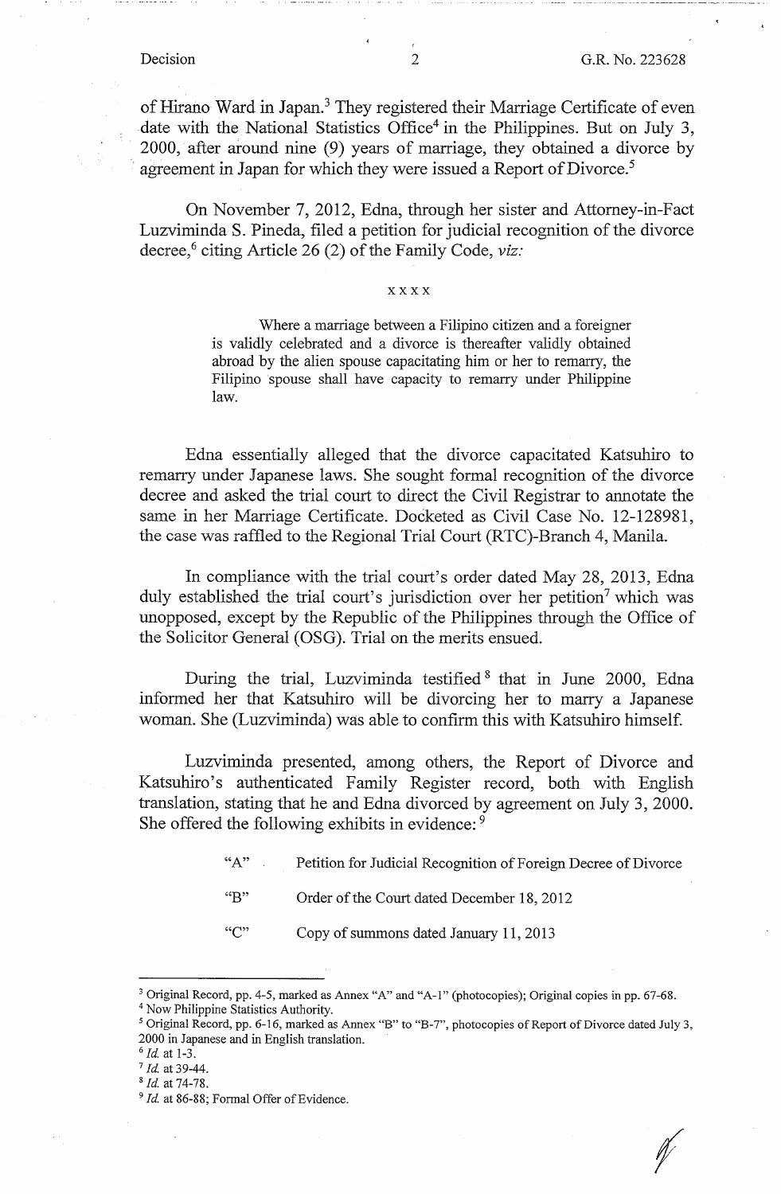of Hirano Ward in Japan.[3] They registered their Marriage Certificate of even date with the National Statistics Office[4] in the Philippines. But on July 3, 2000, after around nine (9) years of marriage, they obtained a divorce by agreement in Japan for which they were issued a Report of Divorce.[5]

On November 7, 2012, Edna, through her sister and Attorney-in-Fact Luzviminda S. Pineda, filed a petition for judicial recognition of the divorce decree,[6] citing Article 26 (2) of the Family Code, *viz:*

x x x x

> Where a marriage between a Filipino citizen and a foreigner is validly celebrated and a divorce is thereafter validly obtained abroad by the alien spouse capacitating him or her to remarry, the Filipino spouse shall have capacity to remarry under Philippine law.

Edna essentially alleged that the divorce capacitated Katsuhiro to remarry under Japanese laws. She sought formal recognition of the divorce decree and asked the trial court to direct the Civil Registrar to annotate the same in her Marriage Certificate. Docketed as Civil Case No. 12-128981, the case was raffled to the Regional Trial Court (RTC)-Branch 4, Manila.

In compliance with the trial court's order dated May 28, 2013, Edna duly established the trial court's jurisdiction over her petition[7] which was unopposed, except by the Republic of the Philippines through the Office of the Solicitor General (OSG). Trial on the merits ensued.

During the trial, Luzviminda testified[8] that in June 2000, Edna informed her that Katsuhiro will be divorcing her to marry a Japanese woman. She (Luzviminda) was able to confirm this with Katsuhiro himself.

Luzviminda presented, among others, the Report of Divorce and Katsuhiro's authenticated Family Register record, both with English translation, stating that he and Edna divorced by agreement on July 3, 2000. She offered the following exhibits in evidence:[9]

| | |
|---|---|
| "A" | Petition for Judicial Recognition of Foreign Decree of Divorce |
| "B" | Order of the Court dated December 18, 2012 |
| "C" | Copy of summons dated January 11, 2013 |

---

[3] Original Record, pp. 4-5, marked as Annex "A" and "A-1" (photocopies); Original copies in pp. 67-68.

[4] Now Philippine Statistics Authority.

[5] Original Record, pp. 6-16, marked as Annex "B" to "B-7", photocopies of Report of Divorce dated July 3, 2000 in Japanese and in English translation.

[6] *Id.* at 1-3.

[7] *Id.* at 39-44.

[8] *Id.* at 74-78.

[9] *Id.* at 86-88; Formal Offer of Evidence.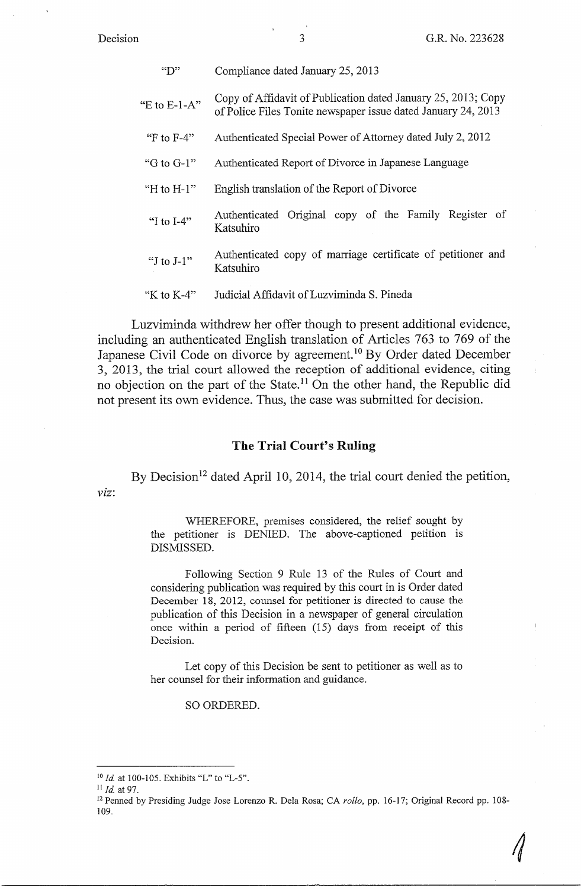| | |
|---|---|
| "D" | Compliance dated January 25, 2013 |
| "E to E-1-A" | Copy of Affidavit of Publication dated January 25, 2013; Copy of Police Files Tonite newspaper issue dated January 24, 2013 |
| "F to F-4" | Authenticated Special Power of Attorney dated July 2, 2012 |
| "G to G-1" | Authenticated Report of Divorce in Japanese Language |
| "H to H-1" | English translation of the Report of Divorce |
| "I to I-4" | Authenticated Original copy of the Family Register of Katsuhiro |
| "J to J-1" | Authenticated copy of marriage certificate of petitioner and Katsuhiro |
| "K to K-4" | Judicial Affidavit of Luzviminda S. Pineda |

Luzviminda withdrew her offer though to present additional evidence, including an authenticated English translation of Articles 763 to 769 of the Japanese Civil Code on divorce by agreement.[10] By Order dated December 3, 2013, the trial court allowed the reception of additional evidence, citing no objection on the part of the State.[11] On the other hand, the Republic did not present its own evidence. Thus, the case was submitted for decision.

## The Trial Court's Ruling

By Decision[12] dated April 10, 2014, the trial court denied the petition, *viz*:

> WHEREFORE, premises considered, the relief sought by the petitioner is DENIED. The above-captioned petition is DISMISSED.
>
> Following Section 9 Rule 13 of the Rules of Court and considering publication was required by this court in is Order dated December 18, 2012, counsel for petitioner is directed to cause the publication of this Decision in a newspaper of general circulation once within a period of fifteen (15) days from receipt of this Decision.
>
> Let copy of this Decision be sent to petitioner as well as to her counsel for their information and guidance.
>
> SO ORDERED.

---

[10] *Id.* at 100-105. Exhibits "L" to "L-5".

[11] *Id.* at 97.

[12] Penned by Presiding Judge Jose Lorenzo R. Dela Rosa; CA *rollo*, pp. 16-17; Original Record pp. 108-109.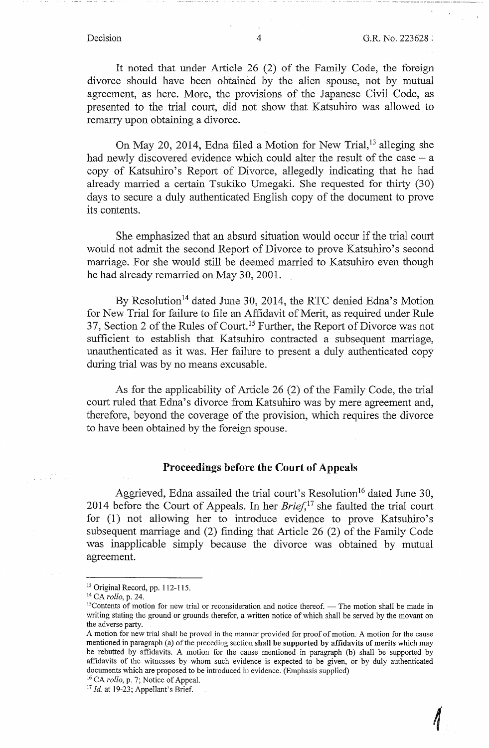It noted that under Article 26 (2) of the Family Code, the foreign divorce should have been obtained by the alien spouse, not by mutual agreement, as here. More, the provisions of the Japanese Civil Code, as presented to the trial court, did not show that Katsuhiro was allowed to remarry upon obtaining a divorce.

On May 20, 2014, Edna filed a Motion for New Trial,[13] alleging she had newly discovered evidence which could alter the result of the case – a copy of Katsuhiro's Report of Divorce, allegedly indicating that he had already married a certain Tsukiko Umegaki. She requested for thirty (30) days to secure a duly authenticated English copy of the document to prove its contents.

She emphasized that an absurd situation would occur if the trial court would not admit the second Report of Divorce to prove Katsuhiro's second marriage. For she would still be deemed married to Katsuhiro even though he had already remarried on May 30, 2001.

By Resolution[14] dated June 30, 2014, the RTC denied Edna's Motion for New Trial for failure to file an Affidavit of Merit, as required under Rule 37, Section 2 of the Rules of Court.[15] Further, the Report of Divorce was not sufficient to establish that Katsuhiro contracted a subsequent marriage, unauthenticated as it was. Her failure to present a duly authenticated copy during trial was by no means excusable.

As for the applicability of Article 26 (2) of the Family Code, the trial court ruled that Edna's divorce from Katsuhiro was by mere agreement and, therefore, beyond the coverage of the provision, which requires the divorce to have been obtained by the foreign spouse.

## Proceedings before the Court of Appeals

Aggrieved, Edna assailed the trial court's Resolution[16] dated June 30, 2014 before the Court of Appeals. In her *Brief*,[17] she faulted the trial court for (1) not allowing her to introduce evidence to prove Katsuhiro's subsequent marriage and (2) finding that Article 26 (2) of the Family Code was inapplicable simply because the divorce was obtained by mutual agreement.

---

[13] Original Record, pp. 112-115.

[14] CA *rollo*, p. 24.

[15] Contents of motion for new trial or reconsideration and notice thereof. — The motion shall be made in writing stating the ground or grounds therefor, a written notice of which shall be served by the movant on the adverse party.

A motion for new trial shall be proved in the manner provided for proof of motion. A motion for the cause mentioned in paragraph (a) of the preceding section **shall be supported by affidavits of merits** which may be rebutted by affidavits. A motion for the cause mentioned in paragraph (b) shall be supported by affidavits of the witnesses by whom such evidence is expected to be given, or by duly authenticated documents which are proposed to be introduced in evidence. (Emphasis supplied)

[16] CA *rollo*, p. 7; Notice of Appeal.

[17] *Id.* at 19-23; Appellant's Brief.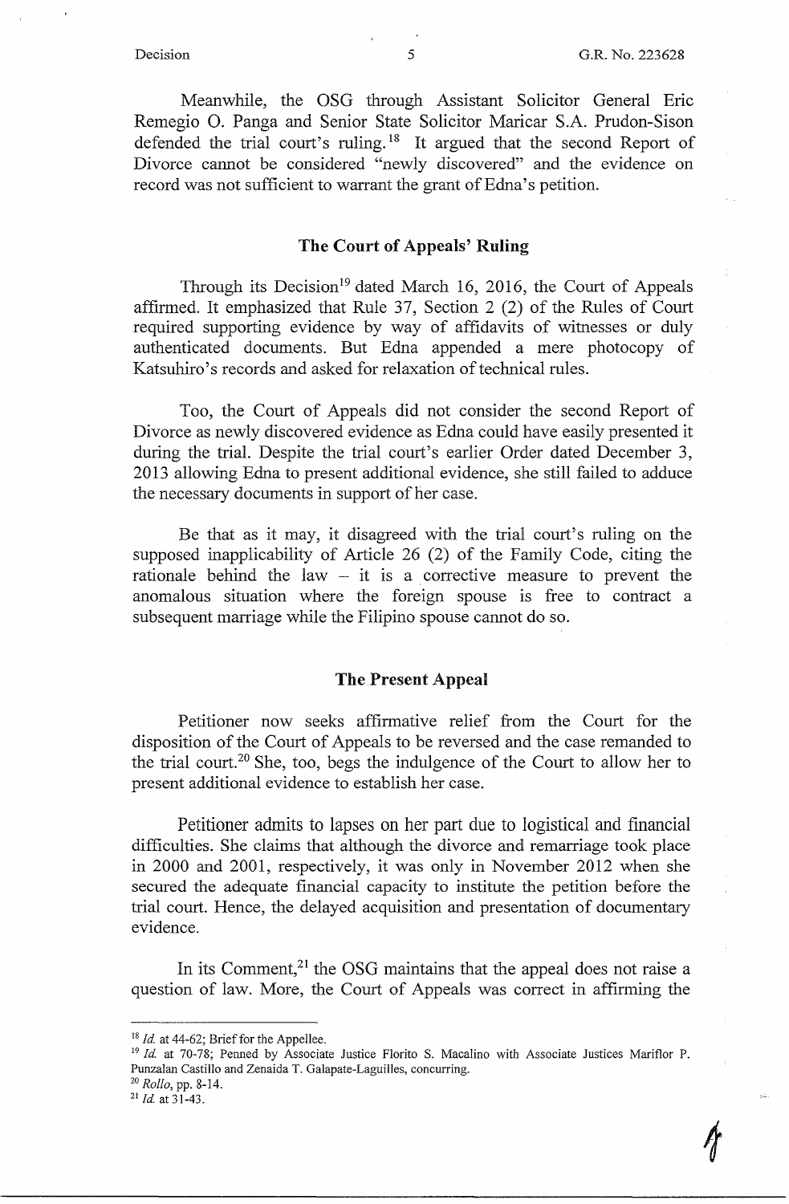Meanwhile, the OSG through Assistant Solicitor General Eric Remegio O. Panga and Senior State Solicitor Maricar S.A. Prudon-Sison defended the trial court's ruling.[18] It argued that the second Report of Divorce cannot be considered "newly discovered" and the evidence on record was not sufficient to warrant the grant of Edna's petition.

## The Court of Appeals' Ruling

Through its Decision[19] dated March 16, 2016, the Court of Appeals affirmed. It emphasized that Rule 37, Section 2 (2) of the Rules of Court required supporting evidence by way of affidavits of witnesses or duly authenticated documents. But Edna appended a mere photocopy of Katsuhiro's records and asked for relaxation of technical rules.

Too, the Court of Appeals did not consider the second Report of Divorce as newly discovered evidence as Edna could have easily presented it during the trial. Despite the trial court's earlier Order dated December 3, 2013 allowing Edna to present additional evidence, she still failed to adduce the necessary documents in support of her case.

Be that as it may, it disagreed with the trial court's ruling on the supposed inapplicability of Article 26 (2) of the Family Code, citing the rationale behind the law – it is a corrective measure to prevent the anomalous situation where the foreign spouse is free to contract a subsequent marriage while the Filipino spouse cannot do so.

## The Present Appeal

Petitioner now seeks affirmative relief from the Court for the disposition of the Court of Appeals to be reversed and the case remanded to the trial court.[20] She, too, begs the indulgence of the Court to allow her to present additional evidence to establish her case.

Petitioner admits to lapses on her part due to logistical and financial difficulties. She claims that although the divorce and remarriage took place in 2000 and 2001, respectively, it was only in November 2012 when she secured the adequate financial capacity to institute the petition before the trial court. Hence, the delayed acquisition and presentation of documentary evidence.

In its Comment,[21] the OSG maintains that the appeal does not raise a question of law. More, the Court of Appeals was correct in affirming the

---

[18] *Id.* at 44-62; Brief for the Appellee.

[19] *Id.* at 70-78; Penned by Associate Justice Florito S. Macalino with Associate Justices Mariflor P. Punzalan Castillo and Zenaida T. Galapate-Laguilles, concurring.

[20] *Rollo*, pp. 8-14.

[21] *Id.* at 31-43.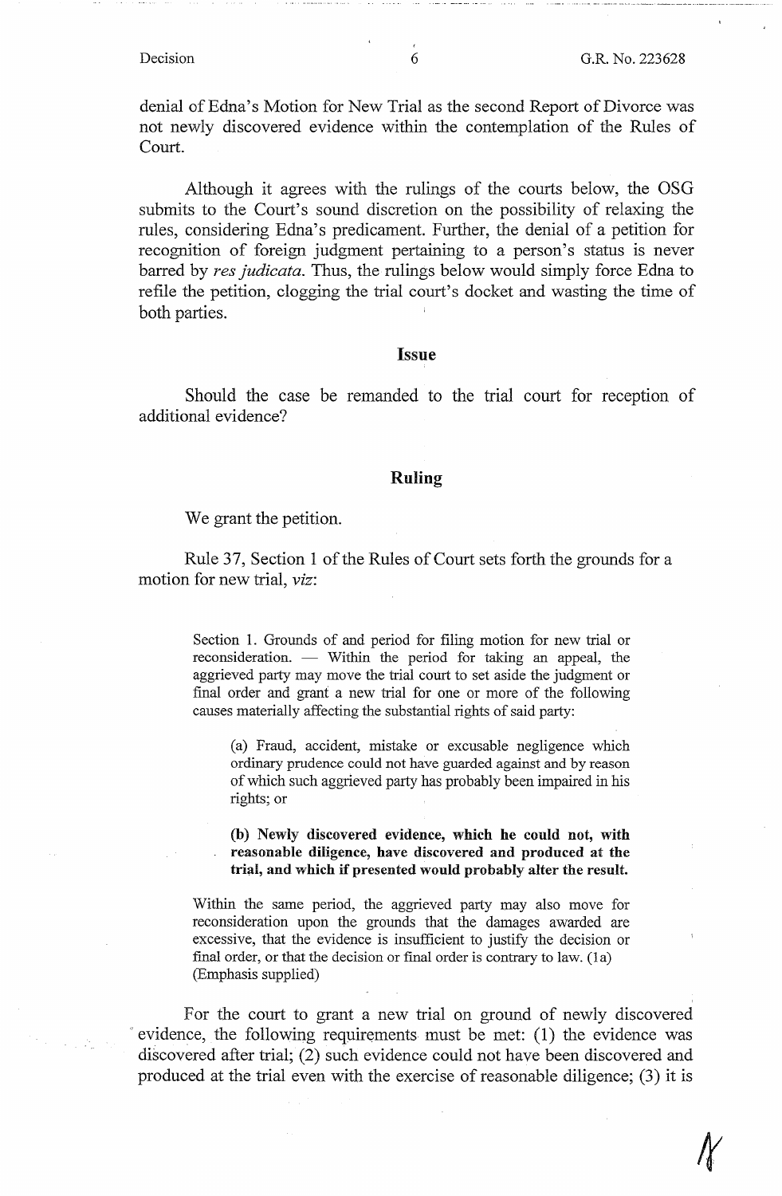denial of Edna's Motion for New Trial as the second Report of Divorce was not newly discovered evidence within the contemplation of the Rules of Court.

Although it agrees with the rulings of the courts below, the OSG submits to the Court's sound discretion on the possibility of relaxing the rules, considering Edna's predicament. Further, the denial of a petition for recognition of foreign judgment pertaining to a person's status is never barred by *res judicata*. Thus, the rulings below would simply force Edna to refile the petition, clogging the trial court's docket and wasting the time of both parties.

## Issue

Should the case be remanded to the trial court for reception of additional evidence?

## Ruling

We grant the petition.

Rule 37, Section 1 of the Rules of Court sets forth the grounds for a motion for new trial, *viz*:

> Section 1. Grounds of and period for filing motion for new trial or reconsideration. — Within the period for taking an appeal, the aggrieved party may move the trial court to set aside the judgment or final order and grant a new trial for one or more of the following causes materially affecting the substantial rights of said party:
>
> > (a) Fraud, accident, mistake or excusable negligence which ordinary prudence could not have guarded against and by reason of which such aggrieved party has probably been impaired in his rights; or
> >
> > **(b) Newly discovered evidence, which he could not, with reasonable diligence, have discovered and produced at the trial, and which if presented would probably alter the result.**
>
> Within the same period, the aggrieved party may also move for reconsideration upon the grounds that the damages awarded are excessive, that the evidence is insufficient to justify the decision or final order, or that the decision or final order is contrary to law. (1a) (Emphasis supplied)

For the court to grant a new trial on ground of newly discovered evidence, the following requirements must be met: (1) the evidence was discovered after trial; (2) such evidence could not have been discovered and produced at the trial even with the exercise of reasonable diligence; (3) it is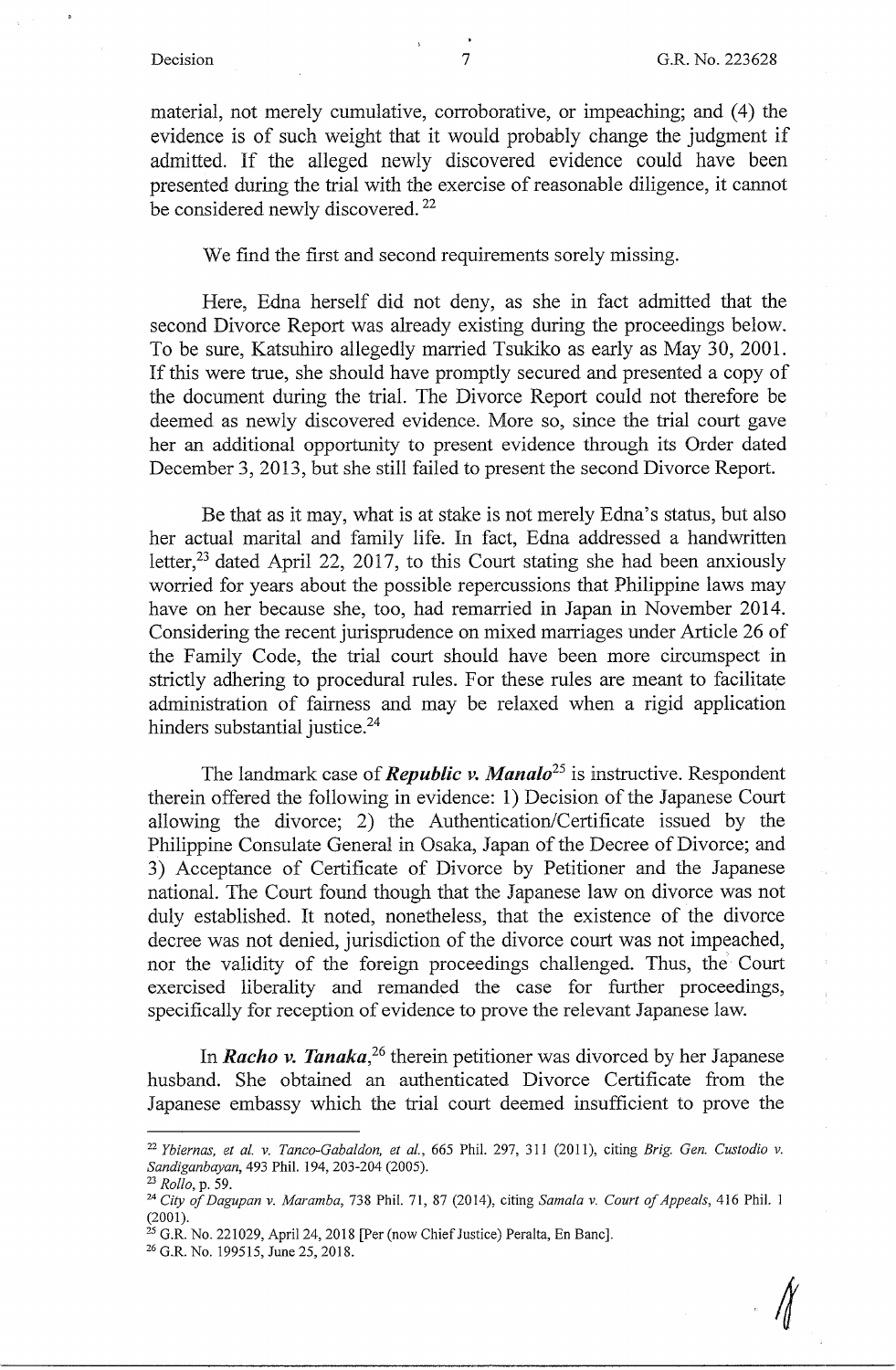material, not merely cumulative, corroborative, or impeaching; and (4) the evidence is of such weight that it would probably change the judgment if admitted. If the alleged newly discovered evidence could have been presented during the trial with the exercise of reasonable diligence, it cannot be considered newly discovered.[22]

We find the first and second requirements sorely missing.

Here, Edna herself did not deny, as she in fact admitted that the second Divorce Report was already existing during the proceedings below. To be sure, Katsuhiro allegedly married Tsukiko as early as May 30, 2001. If this were true, she should have promptly secured and presented a copy of the document during the trial. The Divorce Report could not therefore be deemed as newly discovered evidence. More so, since the trial court gave her an additional opportunity to present evidence through its Order dated December 3, 2013, but she still failed to present the second Divorce Report.

Be that as it may, what is at stake is not merely Edna's status, but also her actual marital and family life. In fact, Edna addressed a handwritten letter,[23] dated April 22, 2017, to this Court stating she had been anxiously worried for years about the possible repercussions that Philippine laws may have on her because she, too, had remarried in Japan in November 2014. Considering the recent jurisprudence on mixed marriages under Article 26 of the Family Code, the trial court should have been more circumspect in strictly adhering to procedural rules. For these rules are meant to facilitate administration of fairness and may be relaxed when a rigid application hinders substantial justice.[24]

The landmark case of ***Republic v. Manalo***[25] is instructive. Respondent therein offered the following in evidence: 1) Decision of the Japanese Court allowing the divorce; 2) the Authentication/Certificate issued by the Philippine Consulate General in Osaka, Japan of the Decree of Divorce; and 3) Acceptance of Certificate of Divorce by Petitioner and the Japanese national. The Court found though that the Japanese law on divorce was not duly established. It noted, nonetheless, that the existence of the divorce decree was not denied, jurisdiction of the divorce court was not impeached, nor the validity of the foreign proceedings challenged. Thus, the Court exercised liberality and remanded the case for further proceedings, specifically for reception of evidence to prove the relevant Japanese law.

In ***Racho v. Tanaka***,[26] therein petitioner was divorced by her Japanese husband. She obtained an authenticated Divorce Certificate from the Japanese embassy which the trial court deemed insufficient to prove the

---

[22] *Ybiernas, et al. v. Tanco-Gabaldon, et al.*, 665 Phil. 297, 311 (2011), citing *Brig. Gen. Custodio v. Sandiganbayan*, 493 Phil. 194, 203-204 (2005).

[23] *Rollo*, p. 59.

[24] *City of Dagupan v. Maramba*, 738 Phil. 71, 87 (2014), citing *Samala v. Court of Appeals*, 416 Phil. 1 (2001).

[25] G.R. No. 221029, April 24, 2018 [Per (now Chief Justice) Peralta, En Banc].

[26] G.R. No. 199515, June 25, 2018.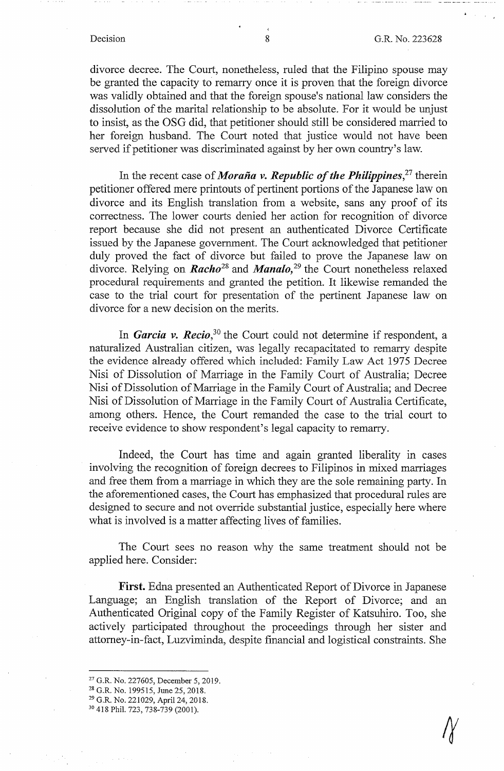divorce decree. The Court, nonetheless, ruled that the Filipino spouse may be granted the capacity to remarry once it is proven that the foreign divorce was validly obtained and that the foreign spouse's national law considers the dissolution of the marital relationship to be absolute. For it would be unjust to insist, as the OSG did, that petitioner should still be considered married to her foreign husband. The Court noted that justice would not have been served if petitioner was discriminated against by her own country's law.

In the recent case of ***Moraña v. Republic of the Philippines***,[27] therein petitioner offered mere printouts of pertinent portions of the Japanese law on divorce and its English translation from a website, sans any proof of its correctness. The lower courts denied her action for recognition of divorce report because she did not present an authenticated Divorce Certificate issued by the Japanese government. The Court acknowledged that petitioner duly proved the fact of divorce but failed to prove the Japanese law on divorce. Relying on ***Racho***[28] and ***Manalo***,[29] the Court nonetheless relaxed procedural requirements and granted the petition. It likewise remanded the case to the trial court for presentation of the pertinent Japanese law on divorce for a new decision on the merits.

In ***Garcia v. Recio***,[30] the Court could not determine if respondent, a naturalized Australian citizen, was legally recapacitated to remarry despite the evidence already offered which included: Family Law Act 1975 Decree Nisi of Dissolution of Marriage in the Family Court of Australia; Decree Nisi of Dissolution of Marriage in the Family Court of Australia; and Decree Nisi of Dissolution of Marriage in the Family Court of Australia Certificate, among others. Hence, the Court remanded the case to the trial court to receive evidence to show respondent's legal capacity to remarry.

Indeed, the Court has time and again granted liberality in cases involving the recognition of foreign decrees to Filipinos in mixed marriages and free them from a marriage in which they are the sole remaining party. In the aforementioned cases, the Court has emphasized that procedural rules are designed to secure and not override substantial justice, especially here where what is involved is a matter affecting lives of families.

The Court sees no reason why the same treatment should not be applied here. Consider:

**First.** Edna presented an Authenticated Report of Divorce in Japanese Language; an English translation of the Report of Divorce; and an Authenticated Original copy of the Family Register of Katsuhiro. Too, she actively participated throughout the proceedings through her sister and attorney-in-fact, Luzviminda, despite financial and logistical constraints. She

---

[27] G.R. No. 227605, December 5, 2019.

[28] G.R. No. 199515, June 25, 2018.

[29] G.R. No. 221029, April 24, 2018.

[30] 418 Phil. 723, 738-739 (2001).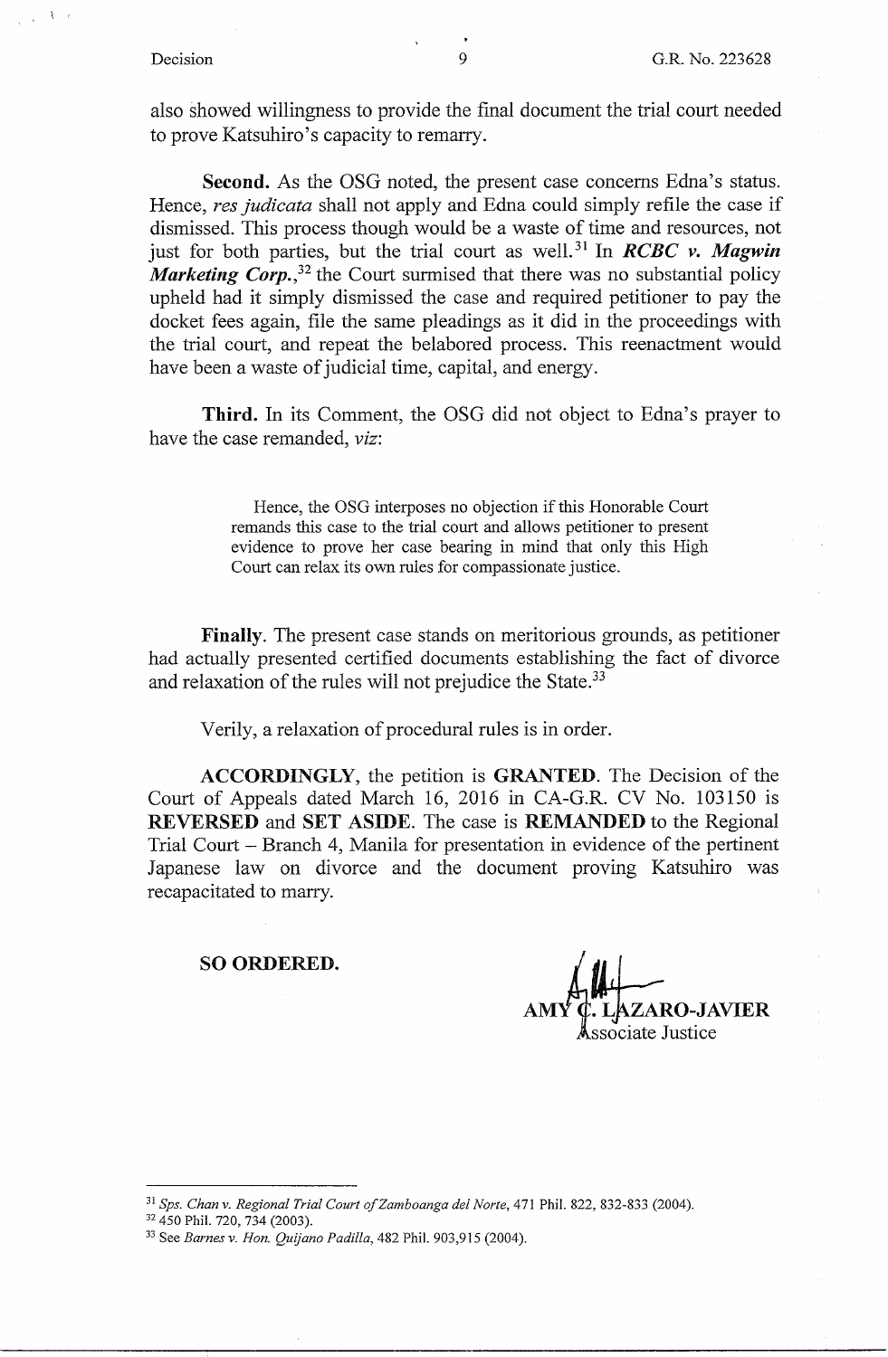also showed willingness to provide the final document the trial court needed to prove Katsuhiro's capacity to remarry.

**Second.** As the OSG noted, the present case concerns Edna's status. Hence, *res judicata* shall not apply and Edna could simply refile the case if dismissed. This process though would be a waste of time and resources, not just for both parties, but the trial court as well.[31] In ***RCBC v. Magwin Marketing Corp.***,[32] the Court surmised that there was no substantial policy upheld had it simply dismissed the case and required petitioner to pay the docket fees again, file the same pleadings as it did in the proceedings with the trial court, and repeat the belabored process. This reenactment would have been a waste of judicial time, capital, and energy.

**Third.** In its Comment, the OSG did not object to Edna's prayer to have the case remanded, *viz*:

> Hence, the OSG interposes no objection if this Honorable Court remands this case to the trial court and allows petitioner to present evidence to prove her case bearing in mind that only this High Court can relax its own rules for compassionate justice.

**Finally.** The present case stands on meritorious grounds, as petitioner had actually presented certified documents establishing the fact of divorce and relaxation of the rules will not prejudice the State.[33]

Verily, a relaxation of procedural rules is in order.

**ACCORDINGLY**, the petition is **GRANTED**. The Decision of the Court of Appeals dated March 16, 2016 in CA-G.R. CV No. 103150 is **REVERSED** and **SET ASIDE**. The case is **REMANDED** to the Regional Trial Court – Branch 4, Manila for presentation in evidence of the pertinent Japanese law on divorce and the document proving Katsuhiro was recapacitated to marry.

**SO ORDERED.**

**AMY C. LAZARO-JAVIER**
Associate Justice

---

[31] *Sps. Chan v. Regional Trial Court of Zamboanga del Norte*, 471 Phil. 822, 832-833 (2004).

[32] 450 Phil. 720, 734 (2003).

[33] See *Barnes v. Hon. Quijano Padilla*, 482 Phil. 903,915 (2004).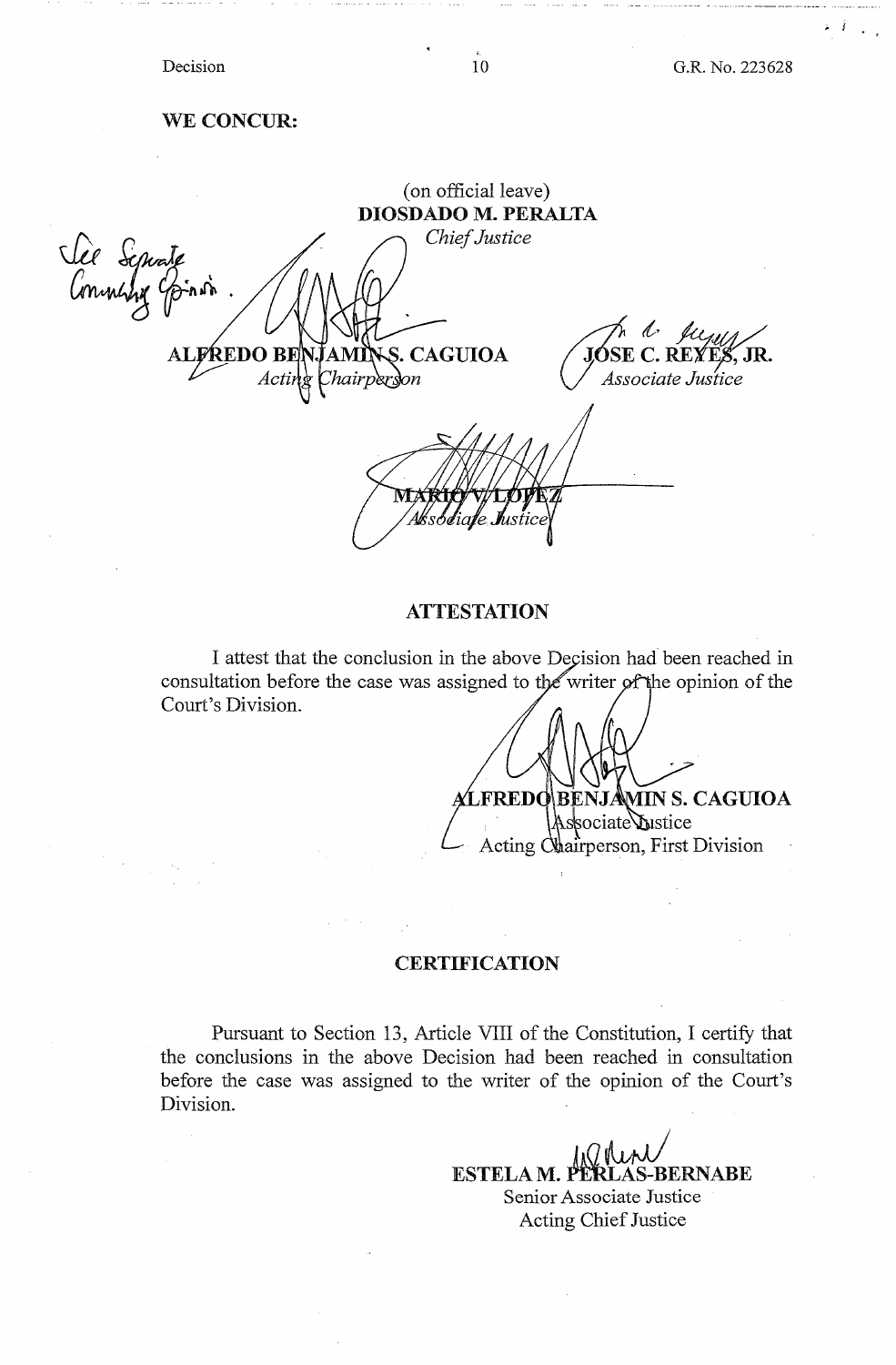**WE CONCUR:**

(on official leave)
**DIOSDADO M. PERALTA**
*Chief Justice*

See Separate Concurring Opinion.

**ALFREDO BENJAMIN S. CAGUIOA**
*Acting Chairperson*

**JOSE C. REYES, JR.**
*Associate Justice*

**MARIO V. LOPEZ**
*Associate Justice*

## ATTESTATION

I attest that the conclusion in the above Decision had been reached in consultation before the case was assigned to the writer of the opinion of the Court's Division.

**ALFREDO BENJAMIN S. CAGUIOA**
Associate Justice
Acting Chairperson, First Division

## CERTIFICATION

Pursuant to Section 13, Article VIII of the Constitution, I certify that the conclusions in the above Decision had been reached in consultation before the case was assigned to the writer of the opinion of the Court's Division.

**ESTELA M. PERLAS-BERNABE**
Senior Associate Justice
Acting Chief Justice